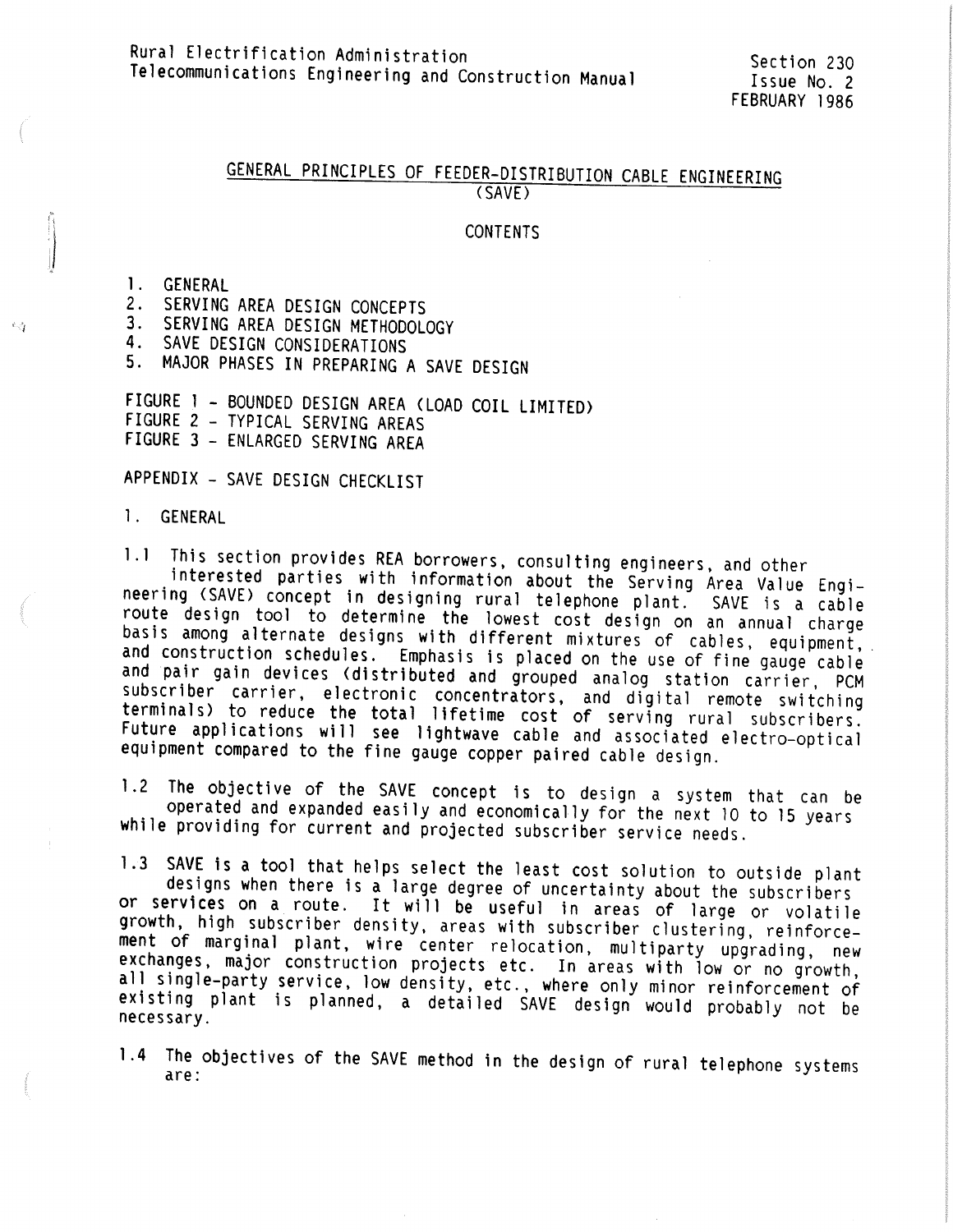Rural Electrification Administration
Telecommunications Engineering and Construction Manual

Section 230
Issue No. 2
FEBRUARY 1986

# GENERAL PRINCIPLES OF FEEDER-DISTRIBUTION CABLE ENGINEERING (SAVE)

CONTENTS

1. GENERAL
2. SERVING AREA DESIGN CONCEPTS
3. SERVING AREA DESIGN METHODOLOGY
4. SAVE DESIGN CONSIDERATIONS
5. MAJOR PHASES IN PREPARING A SAVE DESIGN

FIGURE 1 - BOUNDED DESIGN AREA (LOAD COIL LIMITED)
FIGURE 2 - TYPICAL SERVING AREAS
FIGURE 3 - ENLARGED SERVING AREA

APPENDIX - SAVE DESIGN CHECKLIST

## 1. GENERAL

1.1 This section provides REA borrowers, consulting engineers, and other interested parties with information about the Serving Area Value Engineering (SAVE) concept in designing rural telephone plant. SAVE is a cable route design tool to determine the lowest cost design on an annual charge basis among alternate designs with different mixtures of cables, equipment, and construction schedules. Emphasis is placed on the use of fine gauge cable and pair gain devices (distributed and grouped analog station carrier, PCM subscriber carrier, electronic concentrators, and digital remote switching terminals) to reduce the total lifetime cost of serving rural subscribers. Future applications will see lightwave cable and associated electro-optical equipment compared to the fine gauge copper paired cable design.

1.2 The objective of the SAVE concept is to design a system that can be operated and expanded easily and economically for the next 10 to 15 years while providing for current and projected subscriber service needs.

1.3 SAVE is a tool that helps select the least cost solution to outside plant designs when there is a large degree of uncertainty about the subscribers or services on a route. It will be useful in areas of large or volatile growth, high subscriber density, areas with subscriber clustering, reinforcement of marginal plant, wire center relocation, multiparty upgrading, new exchanges, major construction projects etc. In areas with low or no growth, all single-party service, low density, etc., where only minor reinforcement of existing plant is planned, a detailed SAVE design would probably not be necessary.

1.4 The objectives of the SAVE method in the design of rural telephone systems are: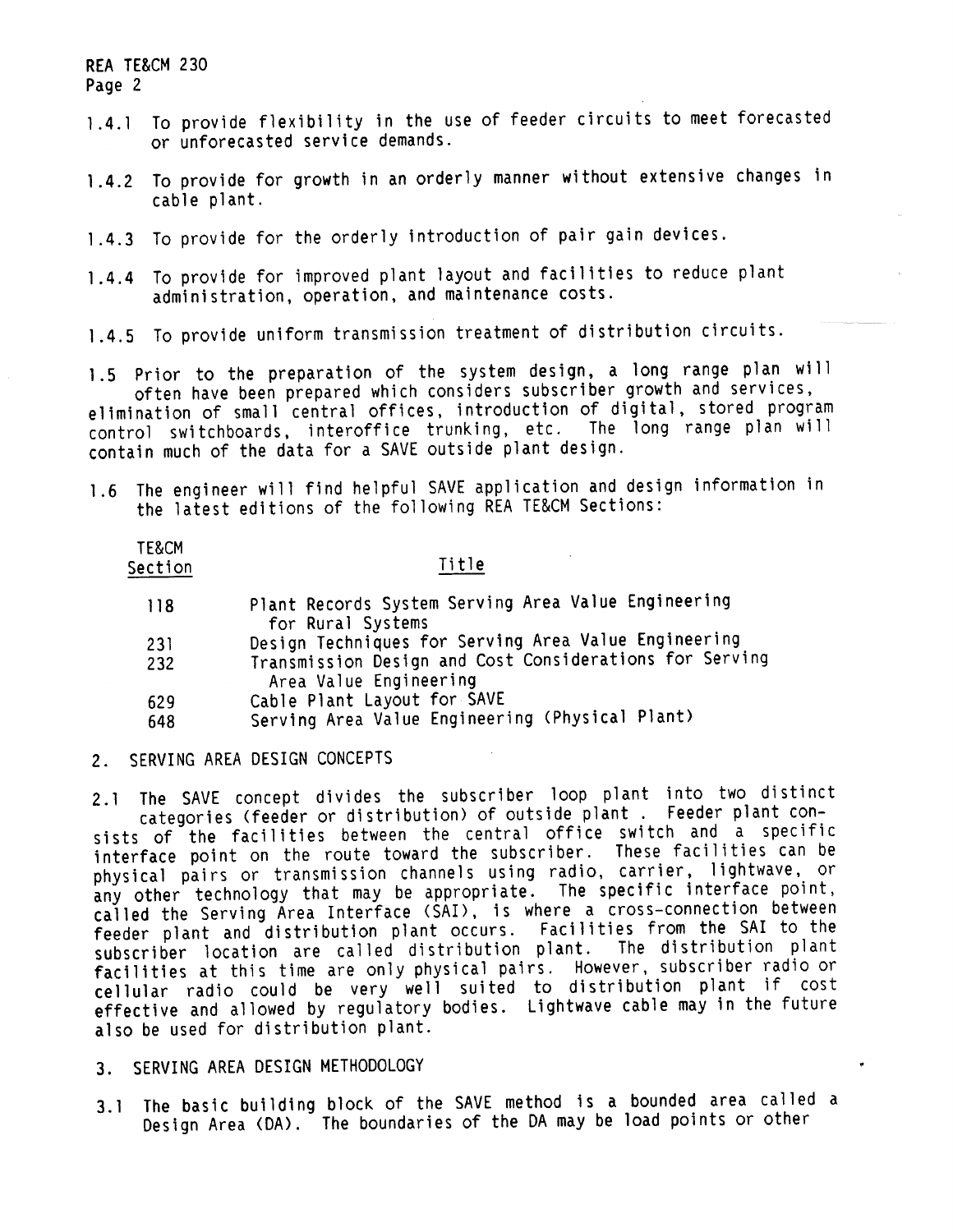1.4.1 To provide flexibility in the use of feeder circuits to meet forecasted or unforecasted service demands.

1.4.2 To provide for growth in an orderly manner without extensive changes in cable plant.

1.4.3 To provide for the orderly introduction of pair gain devices.

1.4.4 To provide for improved plant layout and facilities to reduce plant administration, operation, and maintenance costs.

1.4.5 To provide uniform transmission treatment of distribution circuits.

1.5 Prior to the preparation of the system design, a long range plan will often have been prepared which considers subscriber growth and services, elimination of small central offices, introduction of digital, stored program control switchboards, interoffice trunking, etc. The long range plan will contain much of the data for a SAVE outside plant design.

1.6 The engineer will find helpful SAVE application and design information in the latest editions of the following REA TE&CM Sections:

| TE&CM Section | Title |
|---|---|
| 118 | Plant Records System Serving Area Value Engineering for Rural Systems |
| 231 | Design Techniques for Serving Area Value Engineering |
| 232 | Transmission Design and Cost Considerations for Serving Area Value Engineering |
| 629 | Cable Plant Layout for SAVE |
| 648 | Serving Area Value Engineering (Physical Plant) |

## 2. SERVING AREA DESIGN CONCEPTS

2.1 The SAVE concept divides the subscriber loop plant into two distinct categories (feeder or distribution) of outside plant . Feeder plant consists of the facilities between the central office switch and a specific interface point on the route toward the subscriber. These facilities can be physical pairs or transmission channels using radio, carrier, lightwave, or any other technology that may be appropriate. The specific interface point, called the Serving Area Interface (SAI), is where a cross-connection between feeder plant and distribution plant occurs. Facilities from the SAI to the subscriber location are called distribution plant. The distribution plant facilities at this time are only physical pairs. However, subscriber radio or cellular radio could be very well suited to distribution plant if cost effective and allowed by regulatory bodies. Lightwave cable may in the future also be used for distribution plant.

## 3. SERVING AREA DESIGN METHODOLOGY

3.1 The basic building block of the SAVE method is a bounded area called a Design Area (DA). The boundaries of the DA may be load points or other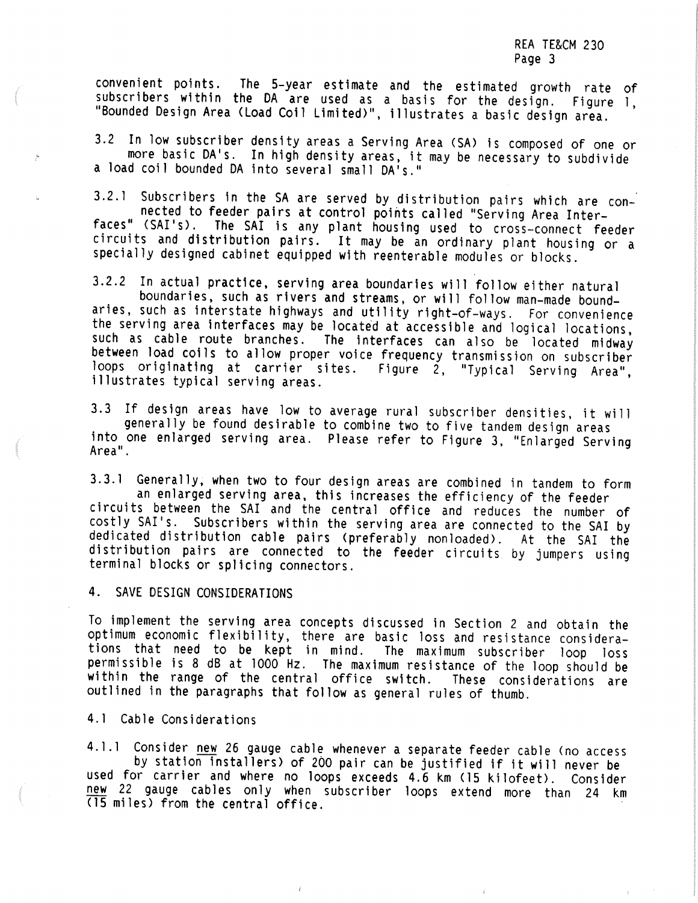convenient points. The 5-year estimate and the estimated growth rate of subscribers within the DA are used as a basis for the design. Figure 1, "Bounded Design Area (Load Coil Limited)", illustrates a basic design area.

3.2 In low subscriber density areas a Serving Area (SA) is composed of one or more basic DA's. In high density areas, it may be necessary to subdivide a load coil bounded DA into several small DA's."

3.2.1 Subscribers in the SA are served by distribution pairs which are connected to feeder pairs at control points called "Serving Area Interfaces" (SAI's). The SAI is any plant housing used to cross-connect feeder circuits and distribution pairs. It may be an ordinary plant housing or a specially designed cabinet equipped with reenterable modules or blocks.

3.2.2 In actual practice, serving area boundaries will follow either natural boundaries, such as rivers and streams, or will follow man-made boundaries, such as interstate highways and utility right-of-ways. For convenience the serving area interfaces may be located at accessible and logical locations, such as cable route branches. The interfaces can also be located midway between load coils to allow proper voice frequency transmission on subscriber loops originating at carrier sites. Figure 2, "Typical Serving Area", illustrates typical serving areas.

3.3 If design areas have low to average rural subscriber densities, it will generally be found desirable to combine two to five tandem design areas into one enlarged serving area. Please refer to Figure 3, "Enlarged Serving Area".

3.3.1 Generally, when two to four design areas are combined in tandem to form an enlarged serving area, this increases the efficiency of the feeder circuits between the SAI and the central office and reduces the number of costly SAI's. Subscribers within the serving area are connected to the SAI by dedicated distribution cable pairs (preferably nonloaded). At the SAI the distribution pairs are connected to the feeder circuits by jumpers using terminal blocks or splicing connectors.

## 4. SAVE DESIGN CONSIDERATIONS

To implement the serving area concepts discussed in Section 2 and obtain the optimum economic flexibility, there are basic loss and resistance considerations that need to be kept in mind. The maximum subscriber loop loss permissible is 8 dB at 1000 Hz. The maximum resistance of the loop should be within the range of the central office switch. These considerations are outlined in the paragraphs that follow as general rules of thumb.

### 4.1 Cable Considerations

4.1.1 Consider <u>new</u> 26 gauge cable whenever a separate feeder cable (no access by station installers) of 200 pair can be justified if it will never be used for carrier and where no loops exceeds 4.6 km (15 kilofeet). Consider <u>new</u> 22 gauge cables only when subscriber loops extend more than 24 km (15 miles) from the central office.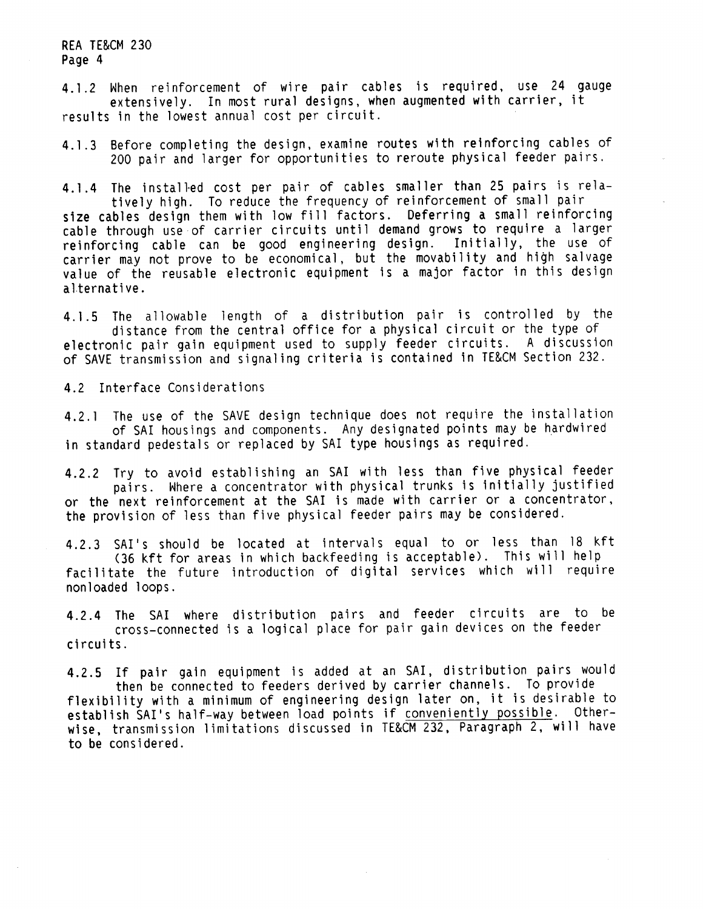4.1.2 When reinforcement of wire pair cables is required, use 24 gauge extensively. In most rural designs, when augmented with carrier, it results in the lowest annual cost per circuit.

4.1.3 Before completing the design, examine routes with reinforcing cables of 200 pair and larger for opportunities to reroute physical feeder pairs.

4.1.4 The installed cost per pair of cables smaller than 25 pairs is relatively high. To reduce the frequency of reinforcement of small pair size cables design them with low fill factors. Deferring a small reinforcing cable through use of carrier circuits until demand grows to require a larger reinforcing cable can be good engineering design. Initially, the use of carrier may not prove to be economical, but the movability and high salvage value of the reusable electronic equipment is a major factor in this design alternative.

4.1.5 The allowable length of a distribution pair is controlled by the distance from the central office for a physical circuit or the type of electronic pair gain equipment used to supply feeder circuits. A discussion of SAVE transmission and signaling criteria is contained in TE&CM Section 232.

4.2 Interface Considerations

4.2.1 The use of the SAVE design technique does not require the installation of SAI housings and components. Any designated points may be hardwired in standard pedestals or replaced by SAI type housings as required.

4.2.2 Try to avoid establishing an SAI with less than five physical feeder pairs. Where a concentrator with physical trunks is initially justified or the next reinforcement at the SAI is made with carrier or a concentrator, the provision of less than five physical feeder pairs may be considered.

4.2.3 SAI's should be located at intervals equal to or less than 18 kft (36 kft for areas in which backfeeding is acceptable). This will help facilitate the future introduction of digital services which will require nonloaded loops.

4.2.4 The SAI where distribution pairs and feeder circuits are to be cross-connected is a logical place for pair gain devices on the feeder circuits.

4.2.5 If pair gain equipment is added at an SAI, distribution pairs would then be connected to feeders derived by carrier channels. To provide flexibility with a minimum of engineering design later on, it is desirable to establish SAI's half-way between load points if conveniently possible. Otherwise, transmission limitations discussed in TE&CM 232, Paragraph 2, will have to be considered.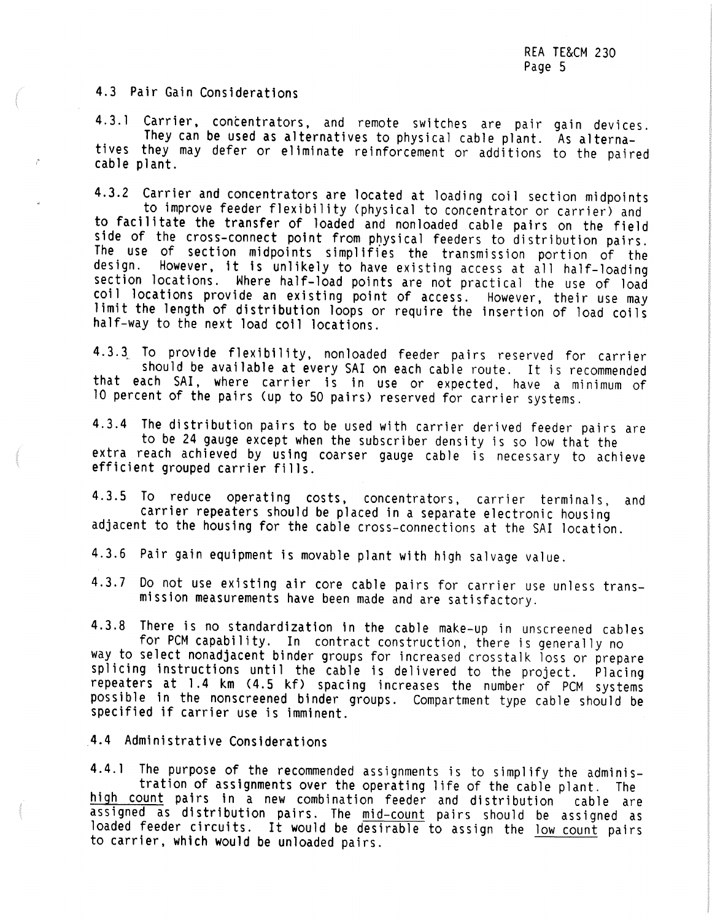### 4.3 Pair Gain Considerations

4.3.1 Carrier, concentrators, and remote switches are pair gain devices. They can be used as alternatives to physical cable plant. As alternatives they may defer or eliminate reinforcement or additions to the paired cable plant.

4.3.2 Carrier and concentrators are located at loading coil section midpoints to improve feeder flexibility (physical to concentrator or carrier) and to facilitate the transfer of loaded and nonloaded cable pairs on the field side of the cross-connect point from physical feeders to distribution pairs. The use of section midpoints simplifies the transmission portion of the design. However, it is unlikely to have existing access at all half-loading section locations. Where half-load points are not practical the use of load coil locations provide an existing point of access. However, their use may limit the length of distribution loops or require the insertion of load coils half-way to the next load coil locations.

4.3.3 To provide flexibility, nonloaded feeder pairs reserved for carrier should be available at every SAI on each cable route. It is recommended that each SAI, where carrier is in use or expected, have a minimum of 10 percent of the pairs (up to 50 pairs) reserved for carrier systems.

4.3.4 The distribution pairs to be used with carrier derived feeder pairs are to be 24 gauge except when the subscriber density is so low that the extra reach achieved by using coarser gauge cable is necessary to achieve efficient grouped carrier fills.

4.3.5 To reduce operating costs, concentrators, carrier terminals, and carrier repeaters should be placed in a separate electronic housing adjacent to the housing for the cable cross-connections at the SAI location.

4.3.6 Pair gain equipment is movable plant with high salvage value.

4.3.7 Do not use existing air core cable pairs for carrier use unless transmission measurements have been made and are satisfactory.

4.3.8 There is no standardization in the cable make-up in unscreened cables for PCM capability. In contract construction, there is generally no way to select nonadjacent binder groups for increased crosstalk loss or prepare splicing instructions until the cable is delivered to the project. Placing repeaters at 1.4 km (4.5 kf) spacing increases the number of PCM systems possible in the nonscreened binder groups. Compartment type cable should be specified if carrier use is imminent.

### 4.4 Administrative Considerations

4.4.1 The purpose of the recommended assignments is to simplify the administration of assignments over the operating life of the cable plant. The <u>high count</u> pairs in a new combination feeder and distribution cable are assigned as distribution pairs. The <u>mid-count</u> pairs should be assigned as loaded feeder circuits. It would be desirable to assign the <u>low count</u> pairs to carrier, which would be unloaded pairs.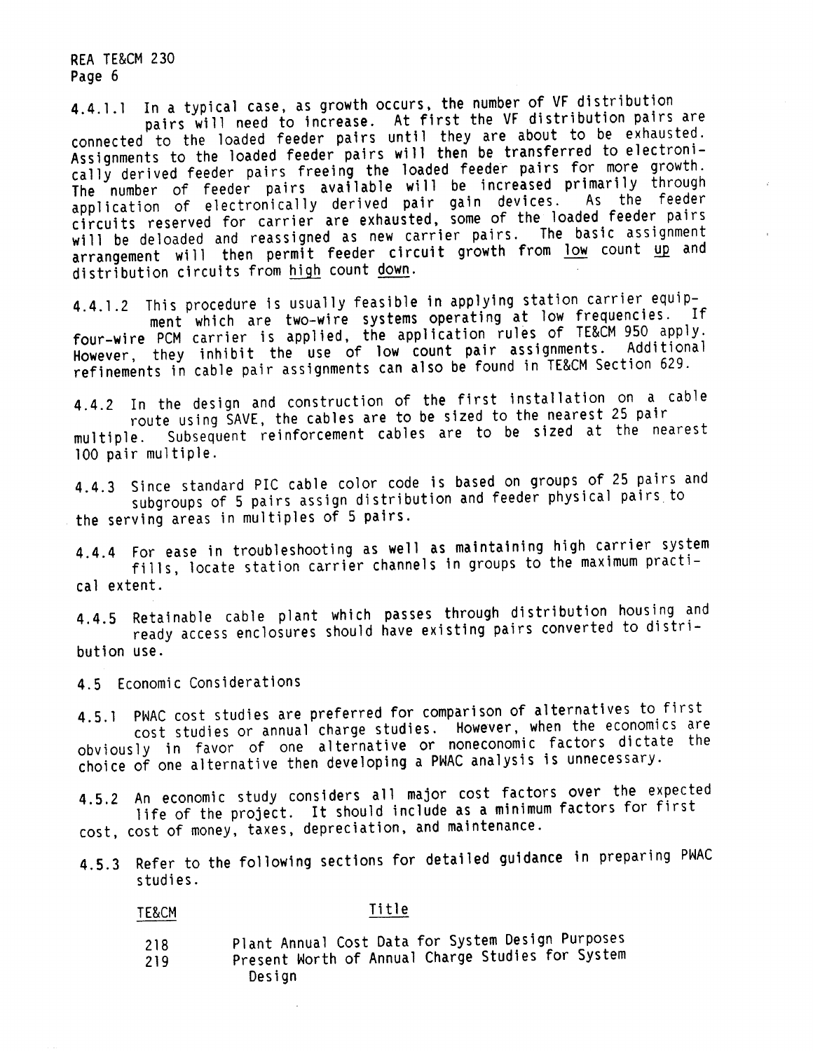4.4.1.1 In a typical case, as growth occurs, the number of VF distribution pairs will need to increase. At first the VF distribution pairs are connected to the loaded feeder pairs until they are about to be exhausted. Assignments to the loaded feeder pairs will then be transferred to electronically derived feeder pairs freeing the loaded feeder pairs for more growth. The number of feeder pairs available will be increased primarily through application of electronically derived pair gain devices. As the feeder circuits reserved for carrier are exhausted, some of the loaded feeder pairs will be deloaded and reassigned as new carrier pairs. The basic assignment arrangement will then permit feeder circuit growth from <u>low</u> count <u>up</u> and distribution circuits from <u>high</u> count <u>down</u>.

4.4.1.2 This procedure is usually feasible in applying station carrier equipment which are two-wire systems operating at low frequencies. If four-wire PCM carrier is applied, the application rules of TE&CM 950 apply. However, they inhibit the use of low count pair assignments. Additional refinements in cable pair assignments can also be found in TE&CM Section 629.

4.4.2 In the design and construction of the first installation on a cable route using SAVE, the cables are to be sized to the nearest 25 pair multiple. Subsequent reinforcement cables are to be sized at the nearest 100 pair multiple.

4.4.3 Since standard PIC cable color code is based on groups of 25 pairs and subgroups of 5 pairs assign distribution and feeder physical pairs to the serving areas in multiples of 5 pairs.

4.4.4 For ease in troubleshooting as well as maintaining high carrier system fills, locate station carrier channels in groups to the maximum practical extent.

4.4.5 Retainable cable plant which passes through distribution housing and ready access enclosures should have existing pairs converted to distribution use.

4.5 Economic Considerations

4.5.1 PWAC cost studies are preferred for comparison of alternatives to first cost studies or annual charge studies. However, when the economics are obviously in favor of one alternative or noneconomic factors dictate the choice of one alternative then developing a PWAC analysis is unnecessary.

4.5.2 An economic study considers all major cost factors over the expected life of the project. It should include as a minimum factors for first cost, cost of money, taxes, depreciation, and maintenance.

4.5.3 Refer to the following sections for detailed guidance in preparing PWAC studies.

| TE&CM | Title |
|---|---|
| 218 | Plant Annual Cost Data for System Design Purposes |
| 219 | Present Worth of Annual Charge Studies for System Design |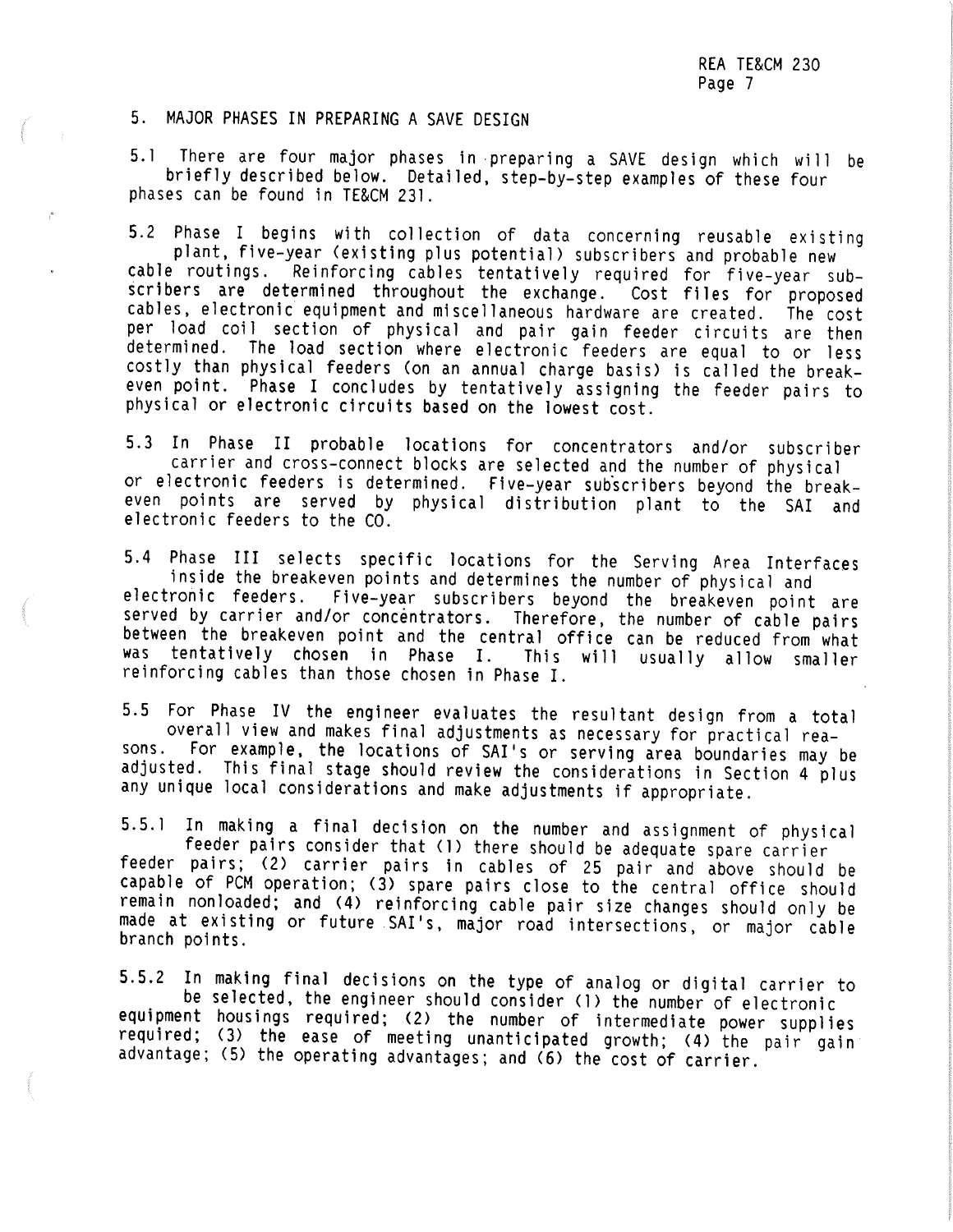## 5. MAJOR PHASES IN PREPARING A SAVE DESIGN

5.1 There are four major phases in preparing a SAVE design which will be briefly described below. Detailed, step-by-step examples of these four phases can be found in TE&CM 231.

5.2 Phase I begins with collection of data concerning reusable existing plant, five-year (existing plus potential) subscribers and probable new cable routings. Reinforcing cables tentatively required for five-year subscribers are determined throughout the exchange. Cost files for proposed cables, electronic equipment and miscellaneous hardware are created. The cost per load coil section of physical and pair gain feeder circuits are then determined. The load section where electronic feeders are equal to or less costly than physical feeders (on an annual charge basis) is called the breakeven point. Phase I concludes by tentatively assigning the feeder pairs to physical or electronic circuits based on the lowest cost.

5.3 In Phase II probable locations for concentrators and/or subscriber carrier and cross-connect blocks are selected and the number of physical or electronic feeders is determined. Five-year subscribers beyond the breakeven points are served by physical distribution plant to the SAI and electronic feeders to the CO.

5.4 Phase III selects specific locations for the Serving Area Interfaces inside the breakeven points and determines the number of physical and electronic feeders. Five-year subscribers beyond the breakeven point are served by carrier and/or concentrators. Therefore, the number of cable pairs between the breakeven point and the central office can be reduced from what was tentatively chosen in Phase I. This will usually allow smaller reinforcing cables than those chosen in Phase I.

5.5 For Phase IV the engineer evaluates the resultant design from a total overall view and makes final adjustments as necessary for practical reasons. For example, the locations of SAI's or serving area boundaries may be adjusted. This final stage should review the considerations in Section 4 plus any unique local considerations and make adjustments if appropriate.

5.5.1 In making a final decision on the number and assignment of physical feeder pairs consider that (1) there should be adequate spare carrier feeder pairs; (2) carrier pairs in cables of 25 pair and above should be capable of PCM operation; (3) spare pairs close to the central office should remain nonloaded; and (4) reinforcing cable pair size changes should only be made at existing or future SAI's, major road intersections, or major cable branch points.

5.5.2 In making final decisions on the type of analog or digital carrier to be selected, the engineer should consider (1) the number of electronic equipment housings required; (2) the number of intermediate power supplies required; (3) the ease of meeting unanticipated growth; (4) the pair gain advantage; (5) the operating advantages; and (6) the cost of carrier.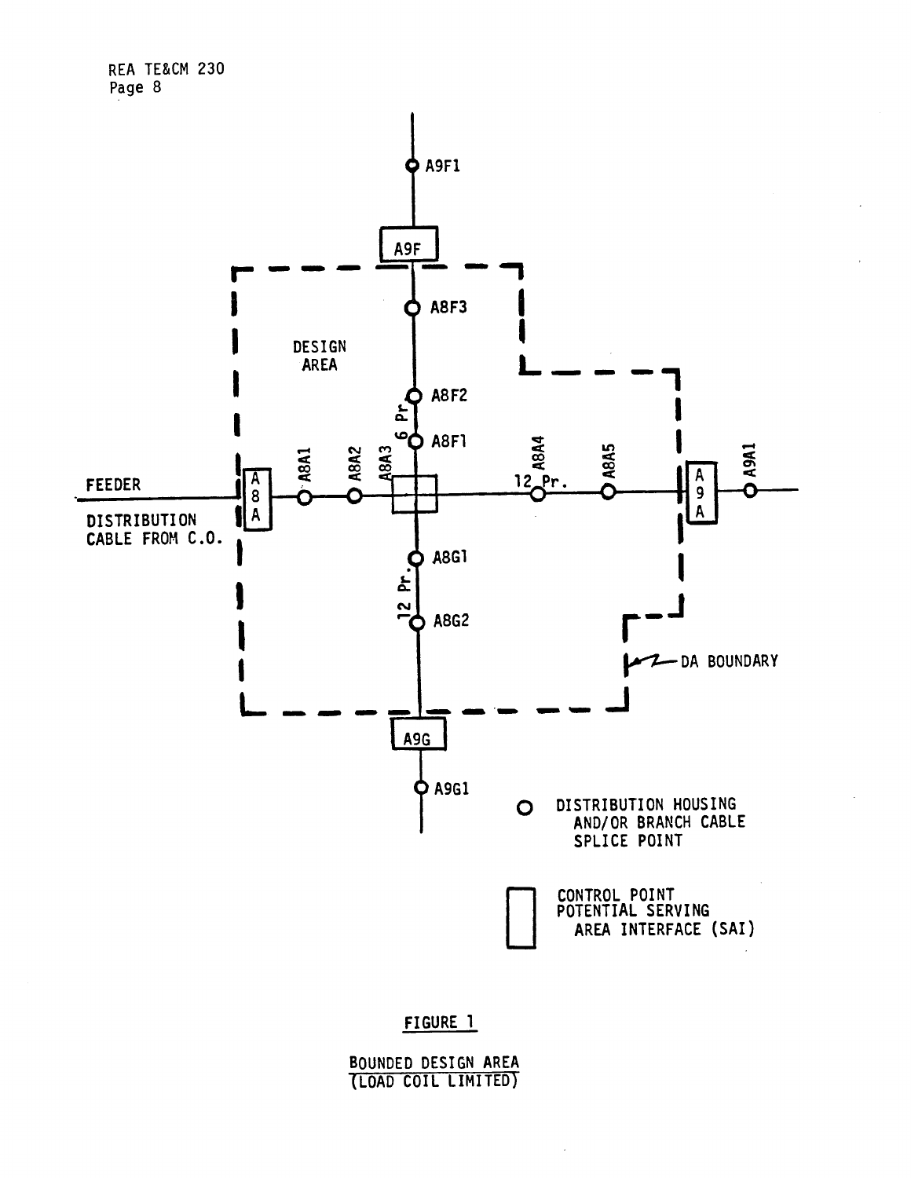A9F1

A9F

A8F3

DESIGN
AREA

A8F2

6 Pr.

A8F1

FEEDER

DISTRIBUTION
CABLE FROM C.O.

A8A

A8A1

A8A2

A8A3

A8A4

12 Pr.

A8A5

A9A

A9A1

A8G1

12 Pr.

A8G2

DA BOUNDARY

A9G

A9G1

DISTRIBUTION HOUSING AND/OR BRANCH CABLE SPLICE POINT

CONTROL POINT POTENTIAL SERVING AREA INTERFACE (SAI)

FIGURE 1

BOUNDED DESIGN AREA
(LOAD COIL LIMITED)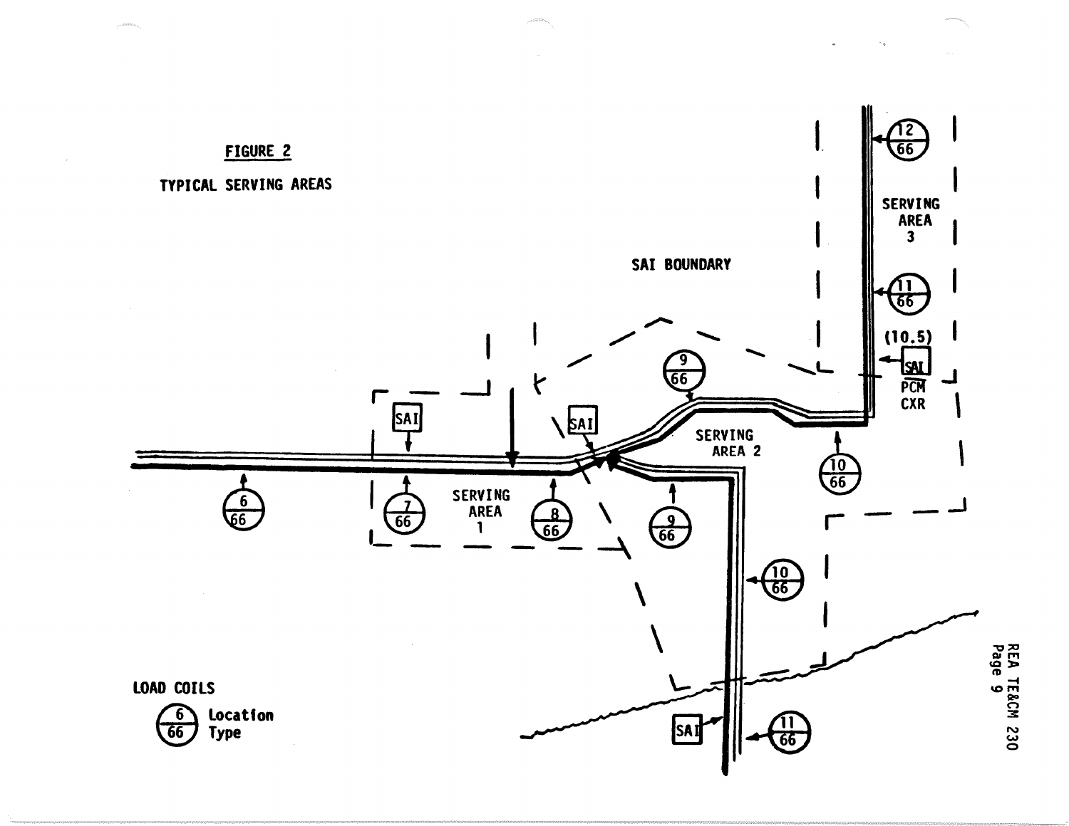FIGURE 2

TYPICAL SERVING AREAS

SAI BOUNDARY

SERVING AREA 1

SERVING AREA 2

SERVING AREA 3

SAI

SAI

SAI

(10.5)
SAI
PCM
CXR

6/66

7/66

8/66

9/66

9/66

10/66

10/66

11/66

11/66

12/66

LOAD COILS

6/66 Location / Type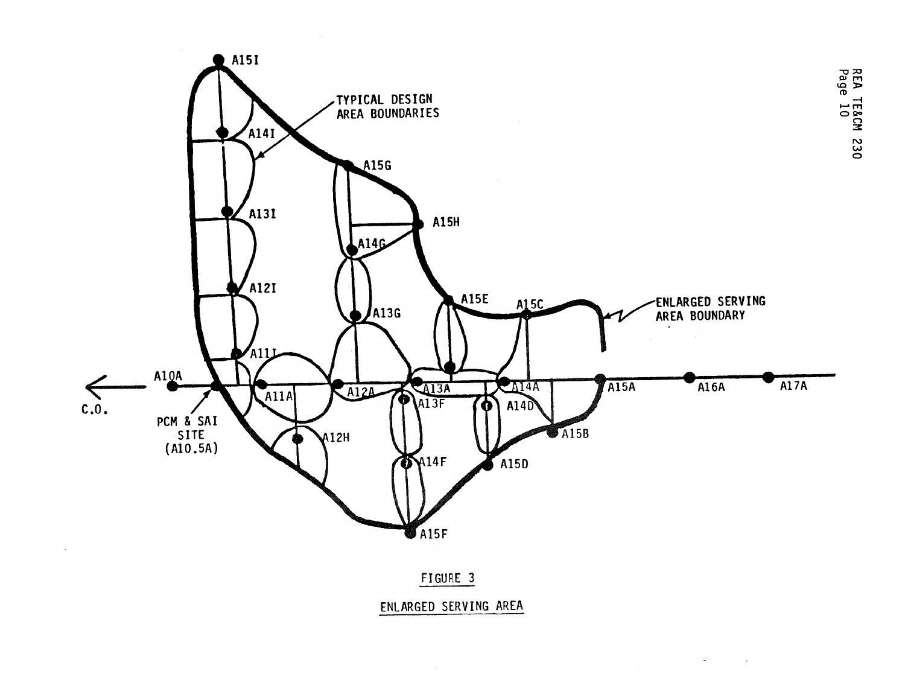A15I

TYPICAL DESIGN AREA BOUNDARIES

A14I

A15G

A13I

A15H

A14G

A12I

A15E

A15C

ENLARGED SERVING AREA BOUNDARY

A13G

A11I

A10A

A11A

A12A

A13A

A14A

A15A

A16A

A17A

C.O.

PCM & SAI SITE (A10.5A)

A13F

A14D

A15B

A12H

A14F

A15D

A15F

FIGURE 3

ENLARGED SERVING AREA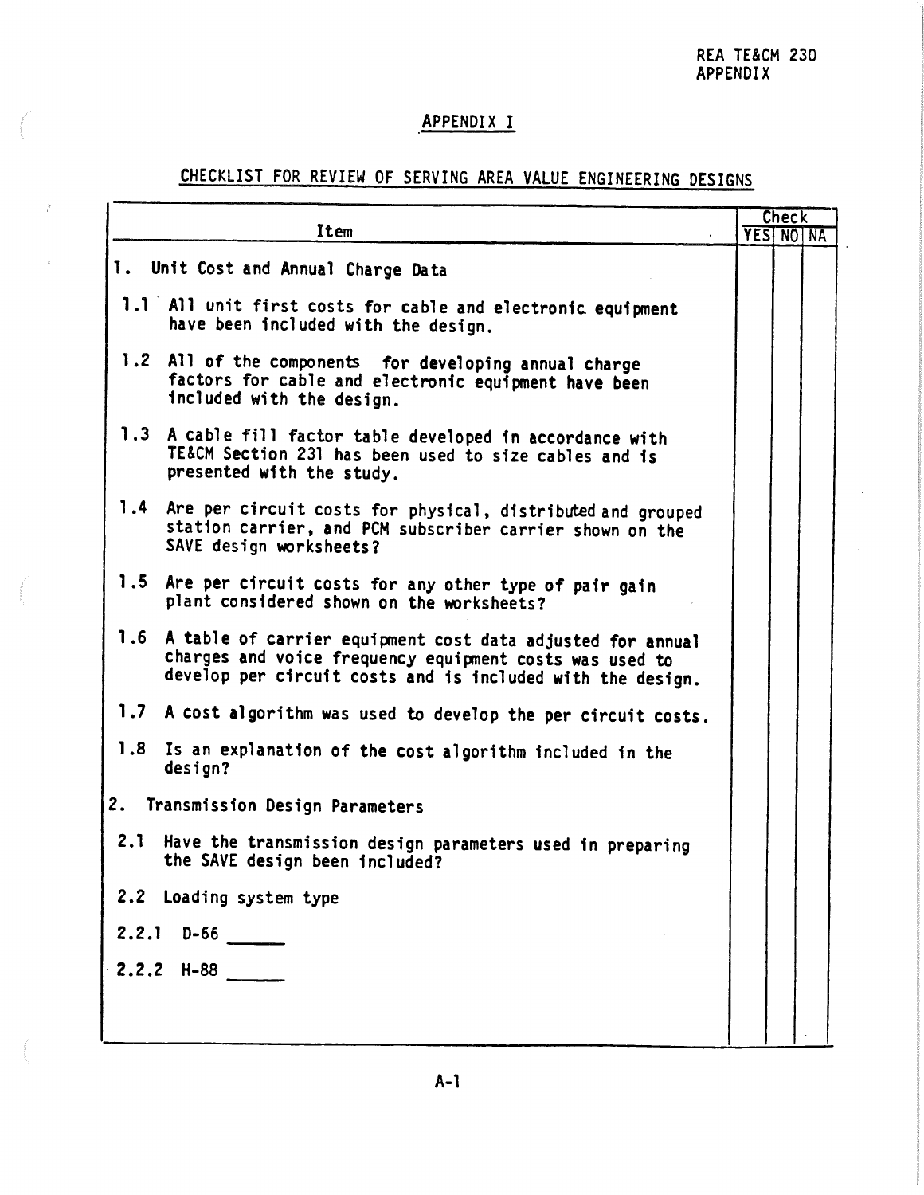## APPENDIX I

## CHECKLIST FOR REVIEW OF SERVING AREA VALUE ENGINEERING DESIGNS

| Item | Check | | |
|---|---|---|---|
| | YES | NO | NA |
| **1. Unit Cost and Annual Charge Data** | | | |
| 1.1 All unit first costs for cable and electronic equipment have been included with the design. | | | |
| 1.2 All of the components for developing annual charge factors for cable and electronic equipment have been included with the design. | | | |
| 1.3 A cable fill factor table developed in accordance with TE&CM Section 231 has been used to size cables and is presented with the study. | | | |
| 1.4 Are per circuit costs for physical, distributed and grouped station carrier, and PCM subscriber carrier shown on the SAVE design worksheets? | | | |
| 1.5 Are per circuit costs for any other type of pair gain plant considered shown on the worksheets? | | | |
| 1.6 A table of carrier equipment cost data adjusted for annual charges and voice frequency equipment costs was used to develop per circuit costs and is included with the design. | | | |
| 1.7 A cost algorithm was used to develop the per circuit costs. | | | |
| 1.8 Is an explanation of the cost algorithm included in the design? | | | |
| **2. Transmission Design Parameters** | | | |
| 2.1 Have the transmission design parameters used in preparing the SAVE design been included? | | | |
| 2.2 Loading system type | | | |
| 2.2.1 D-66 ______ | | | |
| 2.2.2 H-88 ______ | | | |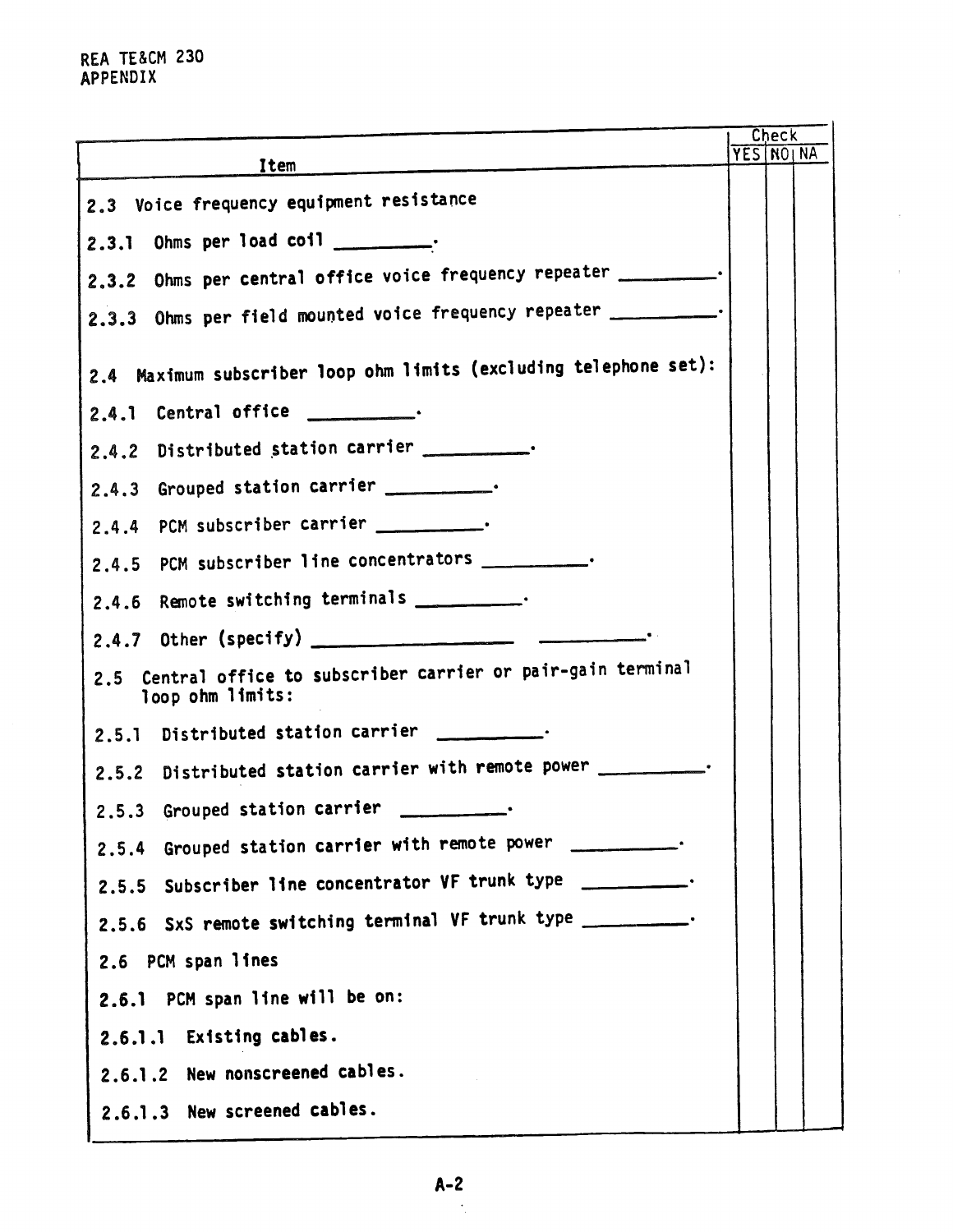| Item | Check | | |
|---|---|---|---|
| | YES | NO | NA |
| 2.3 Voice frequency equipment resistance | | | |
| 2.3.1 Ohms per load coil _________. | | | |
| 2.3.2 Ohms per central office voice frequency repeater _________. | | | |
| 2.3.3 Ohms per field mounted voice frequency repeater _________. | | | |
| 2.4 Maximum subscriber loop ohm limits (excluding telephone set): | | | |
| 2.4.1 Central office _________. | | | |
| 2.4.2 Distributed station carrier _________. | | | |
| 2.4.3 Grouped station carrier _________. | | | |
| 2.4.4 PCM subscriber carrier _________. | | | |
| 2.4.5 PCM subscriber line concentrators _________. | | | |
| 2.4.6 Remote switching terminals _________. | | | |
| 2.4.7 Other (specify) _________________ _________. | | | |
| 2.5 Central office to subscriber carrier or pair-gain terminal loop ohm limits: | | | |
| 2.5.1 Distributed station carrier _________. | | | |
| 2.5.2 Distributed station carrier with remote power _________. | | | |
| 2.5.3 Grouped station carrier _________. | | | |
| 2.5.4 Grouped station carrier with remote power _________. | | | |
| 2.5.5 Subscriber line concentrator VF trunk type _________. | | | |
| 2.5.6 SxS remote switching terminal VF trunk type _________. | | | |
| 2.6 PCM span lines | | | |
| 2.6.1 PCM span line will be on: | | | |
| 2.6.1.1 Existing cables. | | | |
| 2.6.1.2 New nonscreened cables. | | | |
| 2.6.1.3 New screened cables. | | | |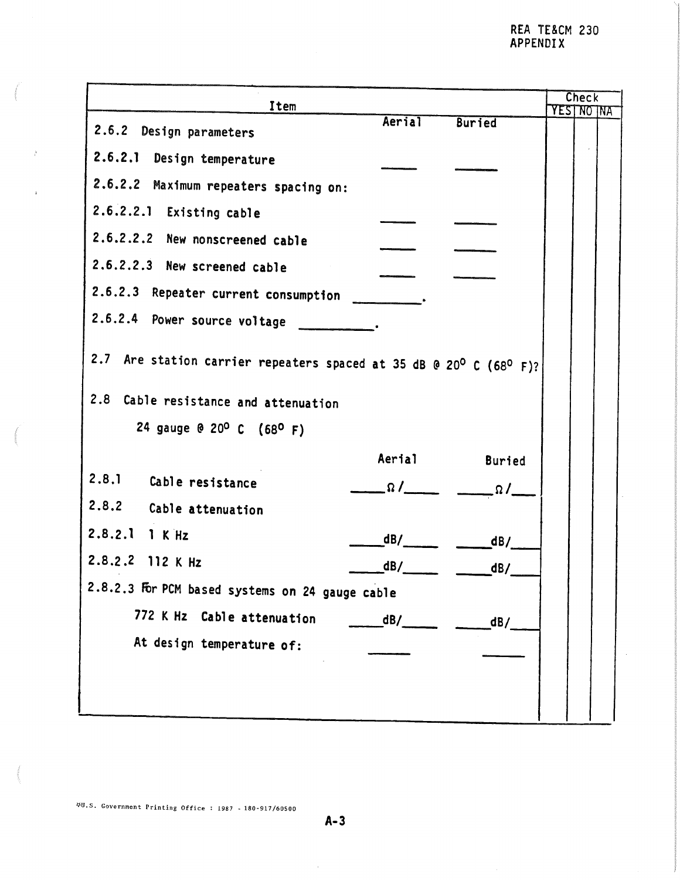| Item | Aerial | Buried | YES | NO | NA |
|---|---|---|---|---|---|
| 2.6.2 Design parameters | | | | | |
| 2.6.2.1 Design temperature | \_\_\_\_\_ | \_\_\_\_\_ | | | |
| 2.6.2.2 Maximum repeaters spacing on: | | | | | |
| 2.6.2.2.1 Existing cable | \_\_\_\_\_ | \_\_\_\_\_ | | | |
| 2.6.2.2.2 New nonscreened cable | \_\_\_\_\_ | \_\_\_\_\_ | | | |
| 2.6.2.2.3 New screened cable | \_\_\_\_\_ | \_\_\_\_\_ | | | |
| 2.6.2.3 Repeater current consumption \_\_\_\_\_\_\_\_. | | | | | |
| 2.6.2.4 Power source voltage \_\_\_\_\_\_\_\_. | | | | | |
| 2.7 Are station carrier repeaters spaced at 35 dB @ 20° C (68° F)? | | | | | |
| 2.8 Cable resistance and attenuation 24 gauge @ 20° C (68° F) | | | | | |
| | Aerial | Buried | | | |
| 2.8.1 Cable resistance | \_\_\_\_Ω/\_\_\_\_ | \_\_\_\_Ω/\_\_\_ | | | |
| 2.8.2 Cable attenuation | | | | | |
| 2.8.2.1 1 K Hz | \_\_\_\_dB/\_\_\_\_ | \_\_\_\_dB/\_\_\_ | | | |
| 2.8.2.2 112 K Hz | \_\_\_\_dB/\_\_\_\_ | \_\_\_\_dB/\_\_\_ | | | |
| 2.8.2.3 For PCM based systems on 24 gauge cable | | | | | |
| 772 K Hz Cable attenuation | \_\_\_\_dB/\_\_\_\_ | \_\_\_\_dB/\_\_\_ | | | |
| At design temperature of: | \_\_\_\_\_ | \_\_\_\_\_ | | | |

☆U.S. Government Printing Office : 1987 - 180-917/60500